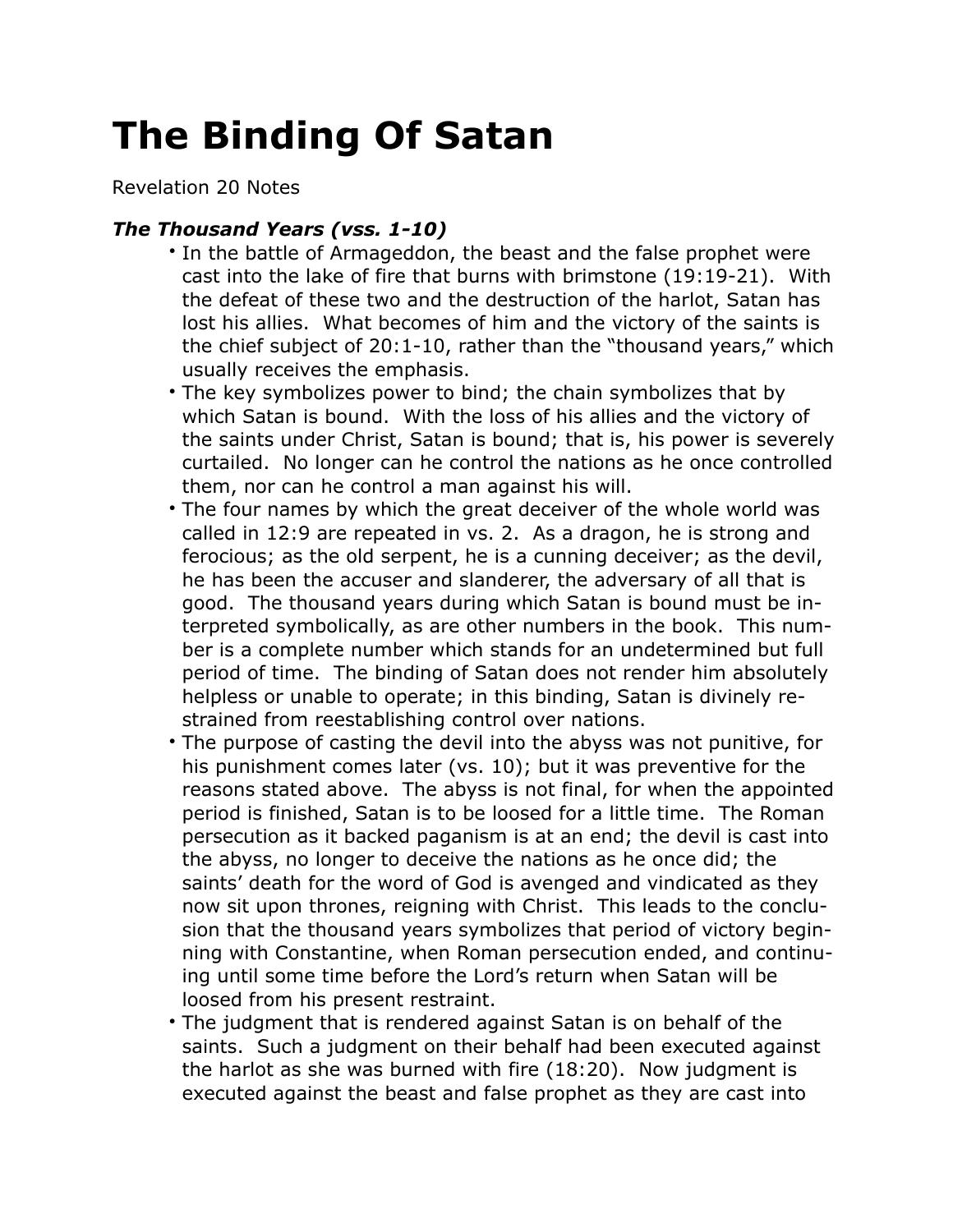# The Binding Of Satan

Revelation 20 Notes

### *The Thousand Years (vss. 1-10)*

- In the battle of Armageddon, the beast and the false prophet were cast into the lake of fire that burns with brimstone (19:19-21). With the defeat of these two and the destruction of the harlot, Satan has lost his allies. What becomes of him and the victory of the saints is the chief subject of 20:1-10, rather than the "thousand years," which usually receives the emphasis.
- The key symbolizes power to bind; the chain symbolizes that by which Satan is bound. With the loss of his allies and the victory of the saints under Christ, Satan is bound; that is, his power is severely curtailed. No longer can he control the nations as he once controlled them, nor can he control a man against his will.
- The four names by which the great deceiver of the whole world was called in 12:9 are repeated in vs. 2. As a dragon, he is strong and ferocious; as the old serpent, he is a cunning deceiver; as the devil, he has been the accuser and slanderer, the adversary of all that is good. The thousand years during which Satan is bound must be interpreted symbolically, as are other numbers in the book. This number is a complete number which stands for an undetermined but full period of time. The binding of Satan does not render him absolutely helpless or unable to operate; in this binding, Satan is divinely restrained from reestablishing control over nations.
- The purpose of casting the devil into the abyss was not punitive, for his punishment comes later (vs. 10); but it was preventive for the reasons stated above. The abyss is not final, for when the appointed period is finished, Satan is to be loosed for a little time. The Roman persecution as it backed paganism is at an end; the devil is cast into the abyss, no longer to deceive the nations as he once did; the saints' death for the word of God is avenged and vindicated as they now sit upon thrones, reigning with Christ. This leads to the conclusion that the thousand years symbolizes that period of victory beginning with Constantine, when Roman persecution ended, and continuing until some time before the Lord's return when Satan will be loosed from his present restraint.
- The judgment that is rendered against Satan is on behalf of the saints. Such a judgment on their behalf had been executed against the harlot as she was burned with fire (18:20). Now judgment is executed against the beast and false prophet as they are cast into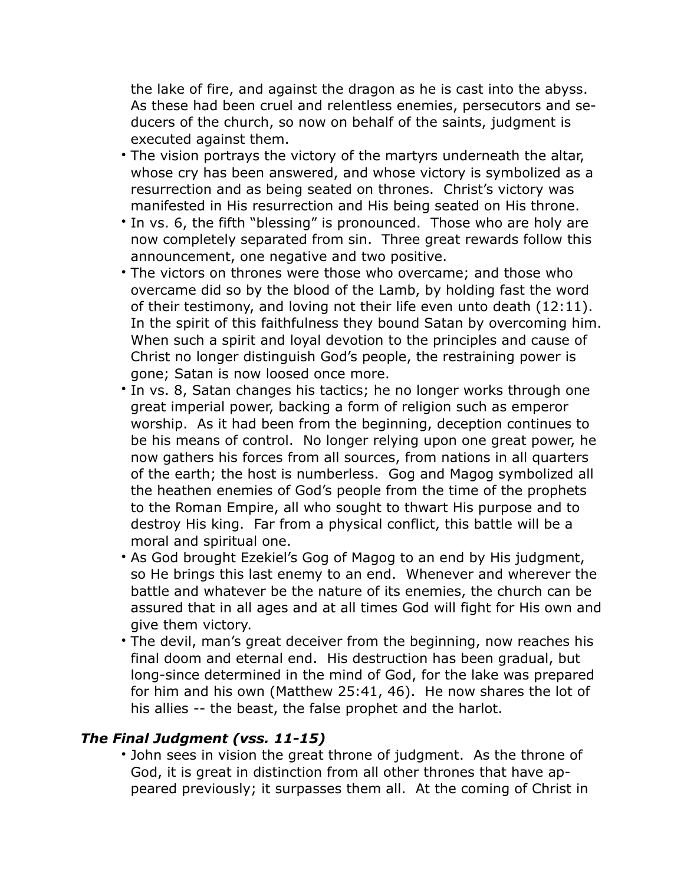the lake of fire, and against the dragon as he is cast into the abyss. As these had been cruel and relentless enemies, persecutors and seducers of the church, so now on behalf of the saints, judgment is executed against them.

- The vision portrays the victory of the martyrs underneath the altar, whose cry has been answered, and whose victory is symbolized as a resurrection and as being seated on thrones. Christ's victory was manifested in His resurrection and His being seated on His throne.
- In vs. 6, the fifth "blessing" is pronounced. Those who are holy are now completely separated from sin. Three great rewards follow this announcement, one negative and two positive.
- The victors on thrones were those who overcame; and those who overcame did so by the blood of the Lamb, by holding fast the word of their testimony, and loving not their life even unto death (12:11). In the spirit of this faithfulness they bound Satan by overcoming him. When such a spirit and loyal devotion to the principles and cause of Christ no longer distinguish God's people, the restraining power is gone; Satan is now loosed once more.
- In vs. 8, Satan changes his tactics; he no longer works through one great imperial power, backing a form of religion such as emperor worship. As it had been from the beginning, deception continues to be his means of control. No longer relying upon one great power, he now gathers his forces from all sources, from nations in all quarters of the earth; the host is numberless. Gog and Magog symbolized all the heathen enemies of God's people from the time of the prophets to the Roman Empire, all who sought to thwart His purpose and to destroy His king. Far from a physical conflict, this battle will be a moral and spiritual one.
- As God brought Ezekiel's Gog of Magog to an end by His judgment, so He brings this last enemy to an end. Whenever and wherever the battle and whatever be the nature of its enemies, the church can be assured that in all ages and at all times God will fight for His own and give them victory.
- The devil, man's great deceiver from the beginning, now reaches his final doom and eternal end. His destruction has been gradual, but long-since determined in the mind of God, for the lake was prepared for him and his own (Matthew 25:41, 46). He now shares the lot of his allies -- the beast, the false prophet and the harlot.

### *The Final Judgment (vss. 11-15)*

- John sees in vision the great throne of judgment. As the throne of God, it is great in distinction from all other thrones that have appeared previously; it surpasses them all. At the coming of Christ in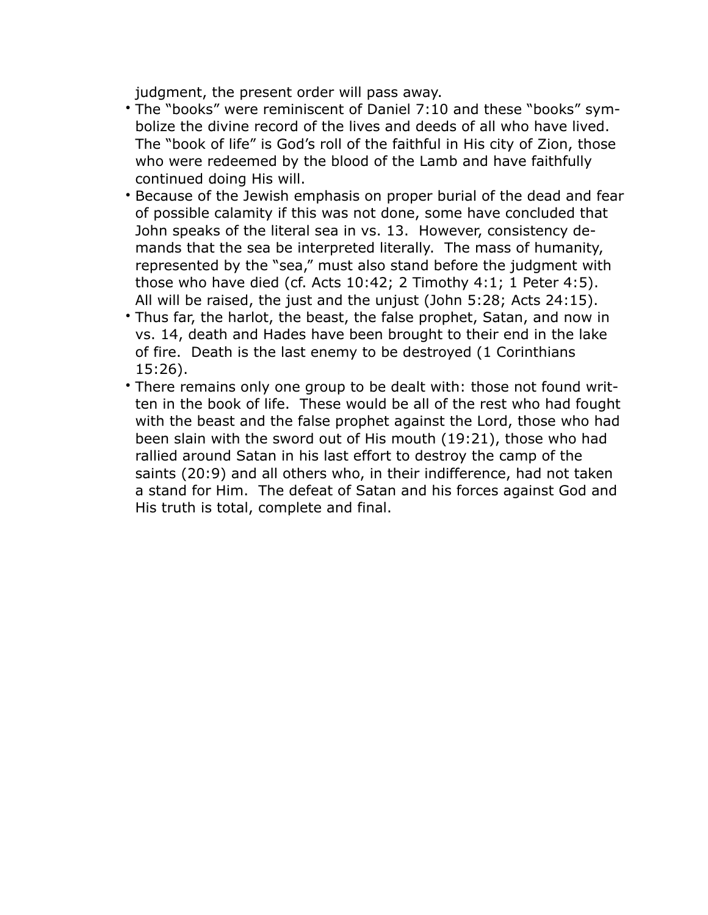judgment, the present order will pass away.

- The "books" were reminiscent of Daniel 7:10 and these "books" symbolize the divine record of the lives and deeds of all who have lived. The "book of life" is God's roll of the faithful in His city of Zion, those who were redeemed by the blood of the Lamb and have faithfully continued doing His will.
- Because of the Jewish emphasis on proper burial of the dead and fear of possible calamity if this was not done, some have concluded that John speaks of the literal sea in vs. 13. However, consistency demands that the sea be interpreted literally. The mass of humanity, represented by the "sea," must also stand before the judgment with those who have died (cf. Acts 10:42; 2 Timothy 4:1; 1 Peter 4:5). All will be raised, the just and the unjust (John 5:28; Acts 24:15).
- Thus far, the harlot, the beast, the false prophet, Satan, and now in vs. 14, death and Hades have been brought to their end in the lake of fire. Death is the last enemy to be destroyed (1 Corinthians 15:26).
- There remains only one group to be dealt with: those not found written in the book of life. These would be all of the rest who had fought with the beast and the false prophet against the Lord, those who had been slain with the sword out of His mouth (19:21), those who had rallied around Satan in his last effort to destroy the camp of the saints (20:9) and all others who, in their indifference, had not taken a stand for Him. The defeat of Satan and his forces against God and His truth is total, complete and final.